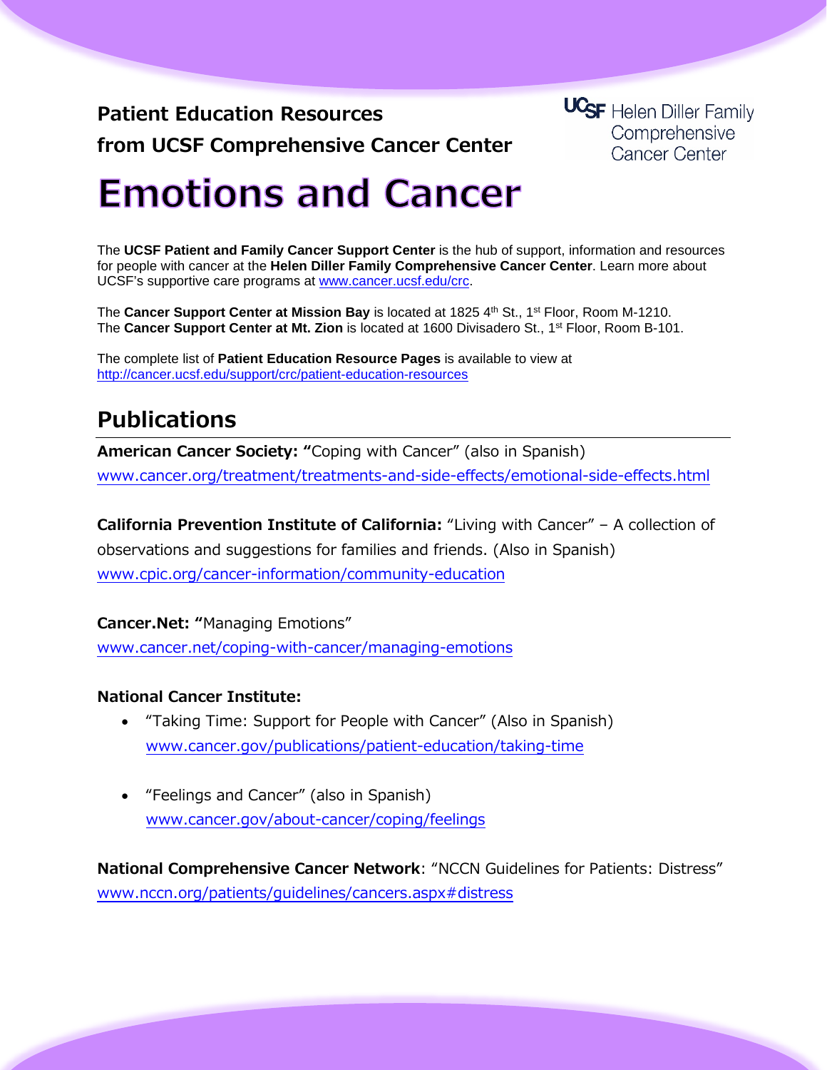**Patient Education Resources**

**from UCSF Comprehensive Cancer Center**

UCSF Helen Diller Family Comprehensive Cancer Center

# Emotions and Cancer

The **UCSF Patient and Family Cancer Support Center** is the hub of support, information and resources for people with cancer at the **Helen Diller Family Comprehensive Cancer Center**. Learn more about UCSF's supportive care programs at www.cancer.ucsf.edu/crc.

The **Cancer Support Center at Mission Bay** is located at 1825 4th St., 1st Floor, Room M-1210.
The **Cancer Support Center at Mt. Zion** is located at 1600 Divisadero St., 1st Floor, Room B-101.

The complete list of **Patient Education Resource Pages** is available to view at
http://cancer.ucsf.edu/support/crc/patient-education-resources

## Publications

**American Cancer Society: "**Coping with Cancer" (also in Spanish)
www.cancer.org/treatment/treatments-and-side-effects/emotional-side-effects.html

**California Prevention Institute of California:** "Living with Cancer" – A collection of observations and suggestions for families and friends. (Also in Spanish)
www.cpic.org/cancer-information/community-education

**Cancer.Net: "**Managing Emotions"
www.cancer.net/coping-with-cancer/managing-emotions

**National Cancer Institute:**

- "Taking Time: Support for People with Cancer" (Also in Spanish)
  www.cancer.gov/publications/patient-education/taking-time

- "Feelings and Cancer" (also in Spanish)
  www.cancer.gov/about-cancer/coping/feelings

**National Comprehensive Cancer Network**: "NCCN Guidelines for Patients: Distress"
www.nccn.org/patients/guidelines/cancers.aspx#distress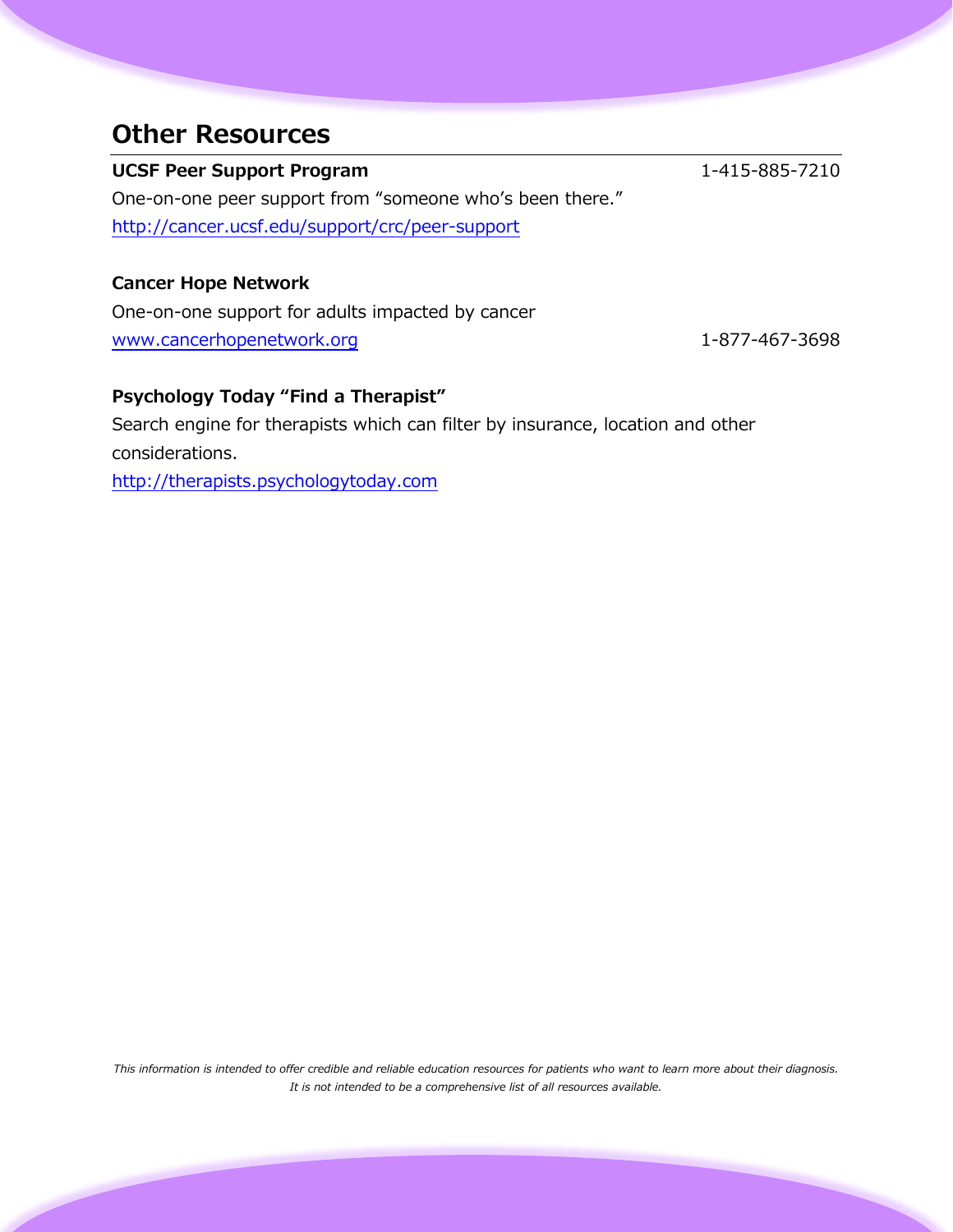## Other Resources

**UCSF Peer Support Program** 1-415-885-7210

One-on-one peer support from “someone who’s been there.”

http://cancer.ucsf.edu/support/crc/peer-support

**Cancer Hope Network**

One-on-one support for adults impacted by cancer

www.cancerhopenetwork.org 1-877-467-3698

**Psychology Today “Find a Therapist”**

Search engine for therapists which can filter by insurance, location and other considerations.

http://therapists.psychologytoday.com

*This information is intended to offer credible and reliable education resources for patients who want to learn more about their diagnosis. It is not intended to be a comprehensive list of all resources available.*